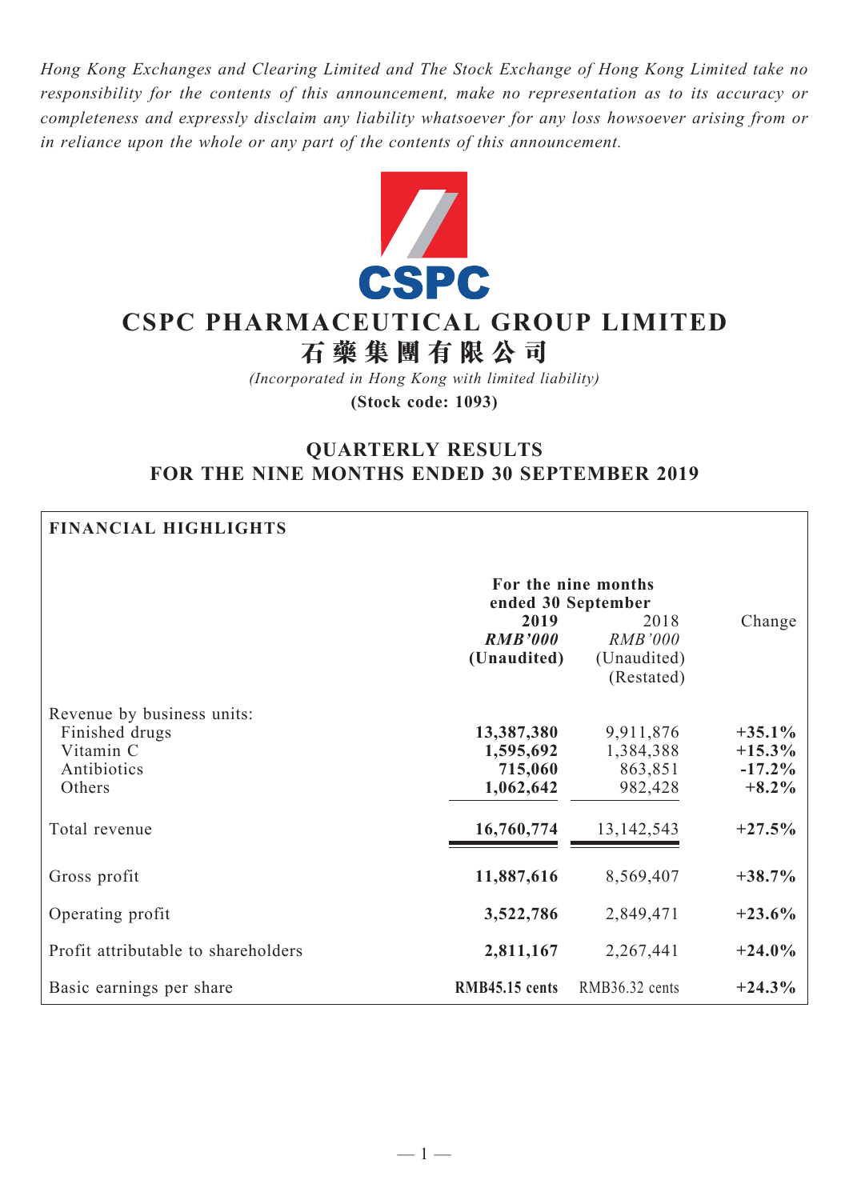*Hong Kong Exchanges and Clearing Limited and The Stock Exchange of Hong Kong Limited take no responsibility for the contents of this announcement, make no representation as to its accuracy or completeness and expressly disclaim any liability whatsoever for any loss howsoever arising from or in reliance upon the whole or any part of the contents of this announcement.*

# CSPC PHARMACEUTICAL GROUP LIMITED
# 石藥集團有限公司

*(Incorporated in Hong Kong with limited liability)*

**(Stock code: 1093)**

## QUARTERLY RESULTS FOR THE NINE MONTHS ENDED 30 SEPTEMBER 2019

**FINANCIAL HIGHLIGHTS**

| | For the nine months ended 30 September | | |
|---|---|---|---|
| | **2019** | 2018 | Change |
| | ***RMB'000*** | *RMB'000* | |
| | **(Unaudited)** | (Unaudited) (Restated) | |
| Revenue by business units: | | | |
| Finished drugs | **13,387,380** | 9,911,876 | **+35.1%** |
| Vitamin C | **1,595,692** | 1,384,388 | **+15.3%** |
| Antibiotics | **715,060** | 863,851 | **-17.2%** |
| Others | **1,062,642** | 982,428 | **+8.2%** |
| Total revenue | **16,760,774** | 13,142,543 | **+27.5%** |
| Gross profit | **11,887,616** | 8,569,407 | **+38.7%** |
| Operating profit | **3,522,786** | 2,849,471 | **+23.6%** |
| Profit attributable to shareholders | **2,811,167** | 2,267,441 | **+24.0%** |
| Basic earnings per share | **RMB45.15 cents** | RMB36.32 cents | **+24.3%** |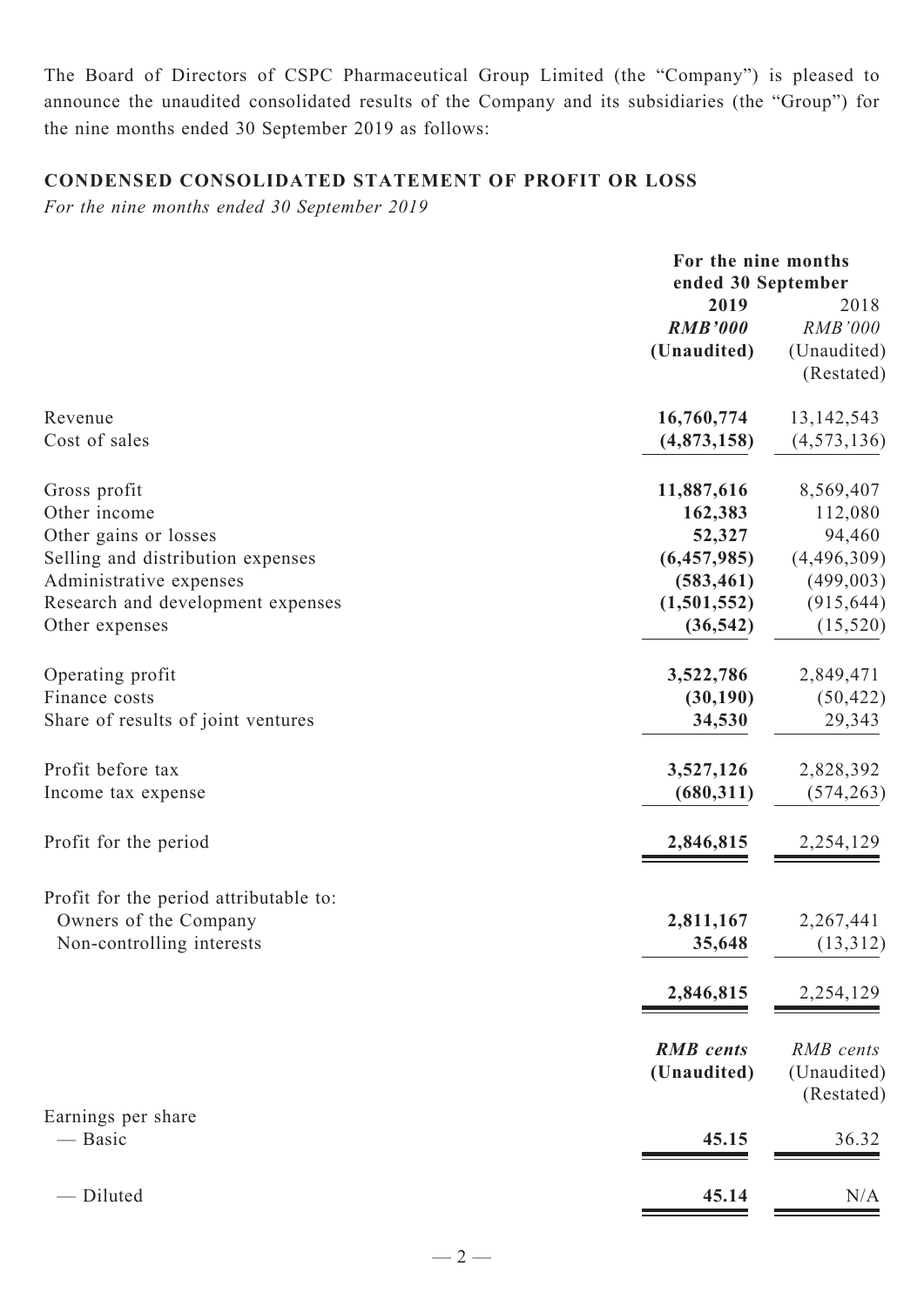The Board of Directors of CSPC Pharmaceutical Group Limited (the "Company") is pleased to announce the unaudited consolidated results of the Company and its subsidiaries (the "Group") for the nine months ended 30 September 2019 as follows:

## CONDENSED CONSOLIDATED STATEMENT OF PROFIT OR LOSS

*For the nine months ended 30 September 2019*

| | For the nine months ended 30 September | |
|---|---|---|
| | **2019** | 2018 |
| | ***RMB'000*** | *RMB'000* |
| | **(Unaudited)** | (Unaudited) (Restated) |
| Revenue | **16,760,774** | 13,142,543 |
| Cost of sales | **(4,873,158)** | (4,573,136) |
| Gross profit | **11,887,616** | 8,569,407 |
| Other income | **162,383** | 112,080 |
| Other gains or losses | **52,327** | 94,460 |
| Selling and distribution expenses | **(6,457,985)** | (4,496,309) |
| Administrative expenses | **(583,461)** | (499,003) |
| Research and development expenses | **(1,501,552)** | (915,644) |
| Other expenses | **(36,542)** | (15,520) |
| Operating profit | **3,522,786** | 2,849,471 |
| Finance costs | **(30,190)** | (50,422) |
| Share of results of joint ventures | **34,530** | 29,343 |
| Profit before tax | **3,527,126** | 2,828,392 |
| Income tax expense | **(680,311)** | (574,263) |
| Profit for the period | **2,846,815** | 2,254,129 |
| Profit for the period attributable to: | | |
| Owners of the Company | **2,811,167** | 2,267,441 |
| Non-controlling interests | **35,648** | (13,312) |
| | **2,846,815** | 2,254,129 |
| | ***RMB cents*** **(Unaudited)** | *RMB cents* (Unaudited) (Restated) |
| Earnings per share | | |
| — Basic | **45.15** | 36.32 |
| — Diluted | **45.14** | N/A |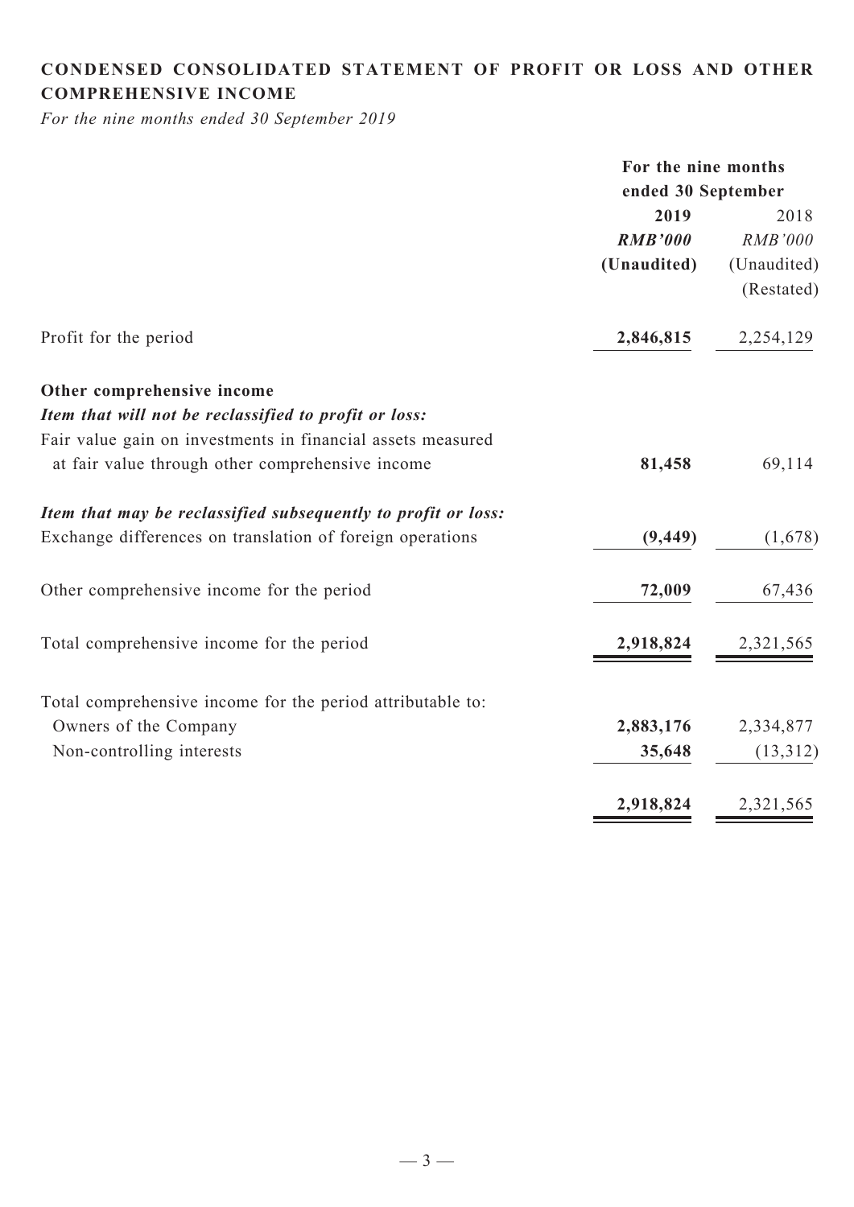## CONDENSED CONSOLIDATED STATEMENT OF PROFIT OR LOSS AND OTHER COMPREHENSIVE INCOME

*For the nine months ended 30 September 2019*

| | For the nine months ended 30 September | |
|---|---|---|
| | **2019** | 2018 |
| | ***RMB'000*** | *RMB'000* |
| | **(Unaudited)** | (Unaudited) |
| | | (Restated) |
| Profit for the period | **2,846,815** | 2,254,129 |
| **Other comprehensive income** | | |
| ***Item that will not be reclassified to profit or loss:*** | | |
| Fair value gain on investments in financial assets measured at fair value through other comprehensive income | **81,458** | 69,114 |
| ***Item that may be reclassified subsequently to profit or loss:*** | | |
| Exchange differences on translation of foreign operations | **(9,449)** | (1,678) |
| Other comprehensive income for the period | **72,009** | 67,436 |
| Total comprehensive income for the period | **2,918,824** | 2,321,565 |
| Total comprehensive income for the period attributable to: | | |
| Owners of the Company | **2,883,176** | 2,334,877 |
| Non-controlling interests | **35,648** | (13,312) |
| | **2,918,824** | 2,321,565 |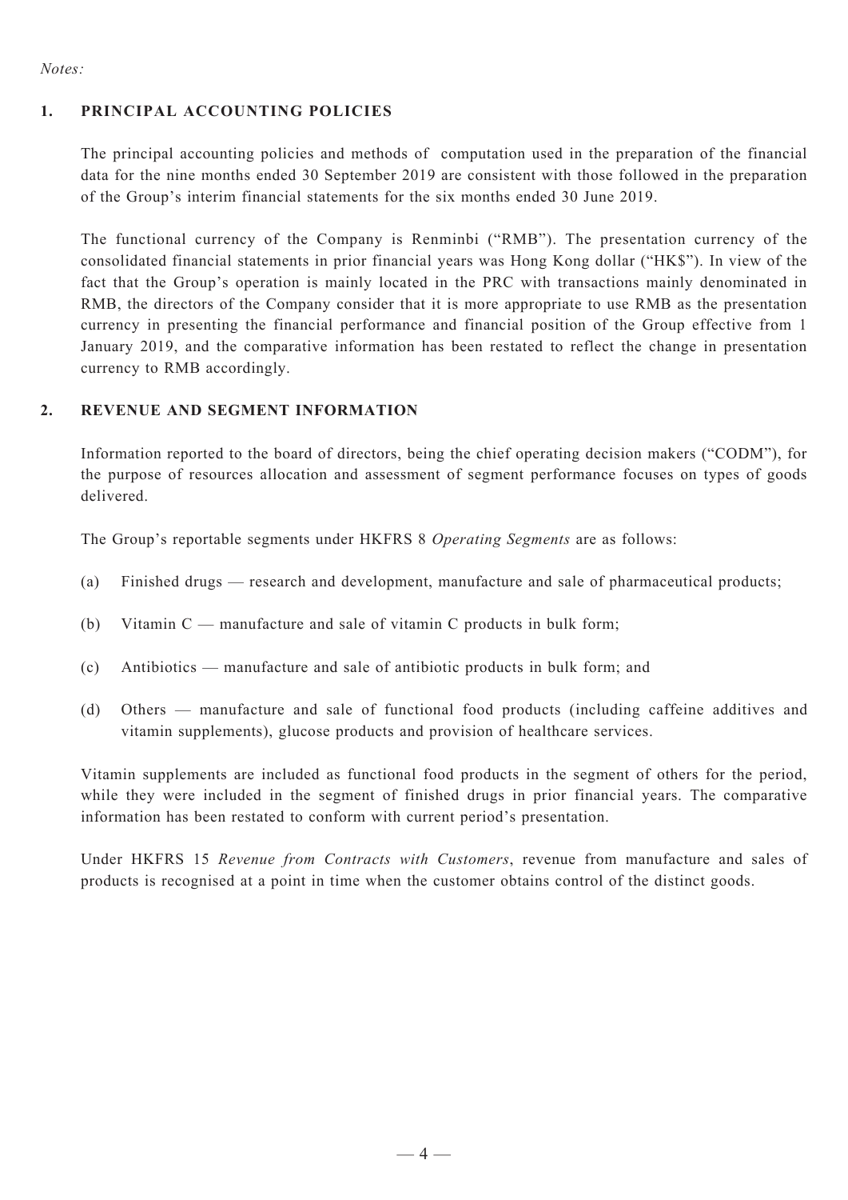*Notes:*

## 1. PRINCIPAL ACCOUNTING POLICIES

The principal accounting policies and methods of computation used in the preparation of the financial data for the nine months ended 30 September 2019 are consistent with those followed in the preparation of the Group's interim financial statements for the six months ended 30 June 2019.

The functional currency of the Company is Renminbi ("RMB"). The presentation currency of the consolidated financial statements in prior financial years was Hong Kong dollar ("HK$"). In view of the fact that the Group's operation is mainly located in the PRC with transactions mainly denominated in RMB, the directors of the Company consider that it is more appropriate to use RMB as the presentation currency in presenting the financial performance and financial position of the Group effective from 1 January 2019, and the comparative information has been restated to reflect the change in presentation currency to RMB accordingly.

## 2. REVENUE AND SEGMENT INFORMATION

Information reported to the board of directors, being the chief operating decision makers ("CODM"), for the purpose of resources allocation and assessment of segment performance focuses on types of goods delivered.

The Group's reportable segments under HKFRS 8 *Operating Segments* are as follows:

(a) Finished drugs — research and development, manufacture and sale of pharmaceutical products;

(b) Vitamin C — manufacture and sale of vitamin C products in bulk form;

(c) Antibiotics — manufacture and sale of antibiotic products in bulk form; and

(d) Others — manufacture and sale of functional food products (including caffeine additives and vitamin supplements), glucose products and provision of healthcare services.

Vitamin supplements are included as functional food products in the segment of others for the period, while they were included in the segment of finished drugs in prior financial years. The comparative information has been restated to conform with current period's presentation.

Under HKFRS 15 *Revenue from Contracts with Customers*, revenue from manufacture and sales of products is recognised at a point in time when the customer obtains control of the distinct goods.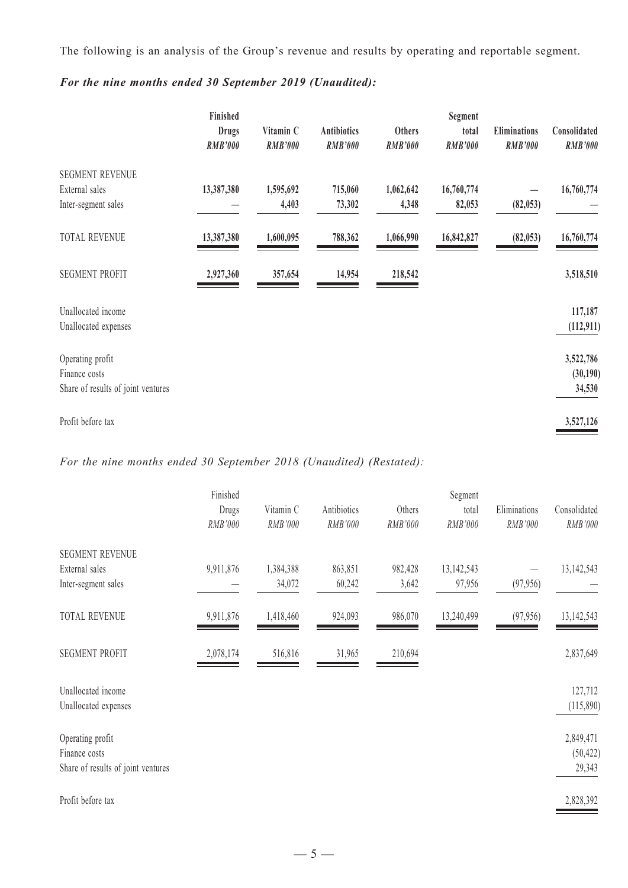The following is an analysis of the Group's revenue and results by operating and reportable segment.

***For the nine months ended 30 September 2019 (Unaudited):***

| | **Finished Drugs** *RMB'000* | **Vitamin C** *RMB'000* | **Antibiotics** *RMB'000* | **Others** *RMB'000* | **Segment total** *RMB'000* | **Eliminations** *RMB'000* | **Consolidated** *RMB'000* |
|---|---|---|---|---|---|---|---|
| SEGMENT REVENUE | | | | | | | |
| External sales | **13,387,380** | **1,595,692** | **715,060** | **1,062,642** | **16,760,774** | **—** | **16,760,774** |
| Inter-segment sales | **—** | **4,403** | **73,302** | **4,348** | **82,053** | **(82,053)** | **—** |
| TOTAL REVENUE | **13,387,380** | **1,600,095** | **788,362** | **1,066,990** | **16,842,827** | **(82,053)** | **16,760,774** |
| SEGMENT PROFIT | **2,927,360** | **357,654** | **14,954** | **218,542** | | | **3,518,510** |
| Unallocated income | | | | | | | **117,187** |
| Unallocated expenses | | | | | | | **(112,911)** |
| Operating profit | | | | | | | **3,522,786** |
| Finance costs | | | | | | | **(30,190)** |
| Share of results of joint ventures | | | | | | | **34,530** |
| Profit before tax | | | | | | | **3,527,126** |

*For the nine months ended 30 September 2018 (Unaudited) (Restated):*

| | Finished Drugs *RMB'000* | Vitamin C *RMB'000* | Antibiotics *RMB'000* | Others *RMB'000* | Segment total *RMB'000* | Eliminations *RMB'000* | Consolidated *RMB'000* |
|---|---|---|---|---|---|---|---|
| SEGMENT REVENUE | | | | | | | |
| External sales | 9,911,876 | 1,384,388 | 863,851 | 982,428 | 13,142,543 | — | 13,142,543 |
| Inter-segment sales | — | 34,072 | 60,242 | 3,642 | 97,956 | (97,956) | — |
| TOTAL REVENUE | 9,911,876 | 1,418,460 | 924,093 | 986,070 | 13,240,499 | (97,956) | 13,142,543 |
| SEGMENT PROFIT | 2,078,174 | 516,816 | 31,965 | 210,694 | | | 2,837,649 |
| Unallocated income | | | | | | | 127,712 |
| Unallocated expenses | | | | | | | (115,890) |
| Operating profit | | | | | | | 2,849,471 |
| Finance costs | | | | | | | (50,422) |
| Share of results of joint ventures | | | | | | | 29,343 |
| Profit before tax | | | | | | | 2,828,392 |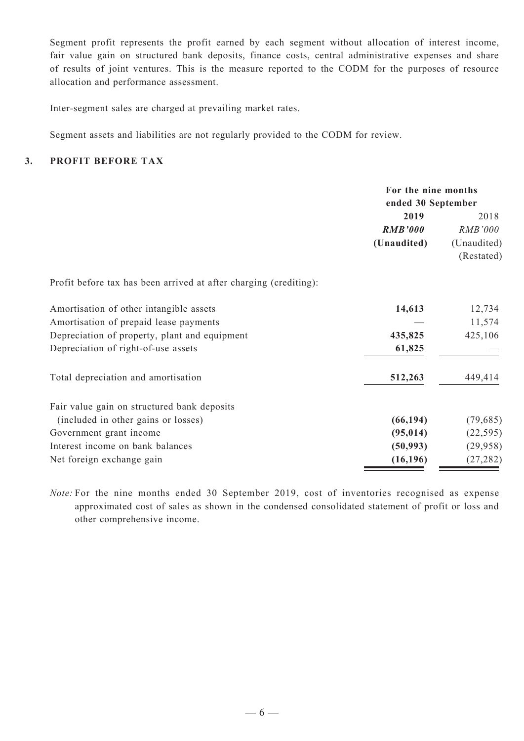Segment profit represents the profit earned by each segment without allocation of interest income, fair value gain on structured bank deposits, finance costs, central administrative expenses and share of results of joint ventures. This is the measure reported to the CODM for the purposes of resource allocation and performance assessment.

Inter-segment sales are charged at prevailing market rates.

Segment assets and liabilities are not regularly provided to the CODM for review.

## 3. PROFIT BEFORE TAX

| | For the nine months ended 30 September | |
|---|---|---|
| | **2019** | 2018 |
| | ***RMB'000*** | *RMB'000* |
| | **(Unaudited)** | (Unaudited) (Restated) |
| Profit before tax has been arrived at after charging (crediting): | | |
| Amortisation of other intangible assets | **14,613** | 12,734 |
| Amortisation of prepaid lease payments | **—** | 11,574 |
| Depreciation of property, plant and equipment | **435,825** | 425,106 |
| Depreciation of right-of-use assets | **61,825** | — |
| Total depreciation and amortisation | **512,263** | 449,414 |
| Fair value gain on structured bank deposits (included in other gains or losses) | **(66,194)** | (79,685) |
| Government grant income | **(95,014)** | (22,595) |
| Interest income on bank balances | **(50,993)** | (29,958) |
| Net foreign exchange gain | **(16,196)** | (27,282) |

*Note:* For the nine months ended 30 September 2019, cost of inventories recognised as expense approximated cost of sales as shown in the condensed consolidated statement of profit or loss and other comprehensive income.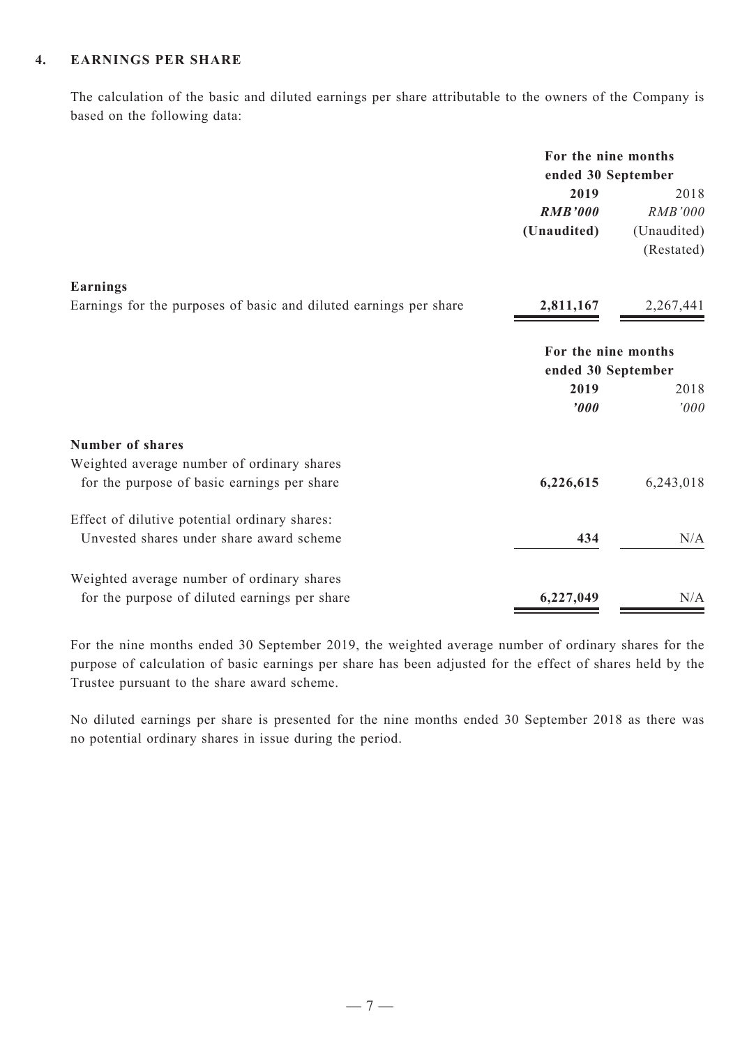## 4. EARNINGS PER SHARE

The calculation of the basic and diluted earnings per share attributable to the owners of the Company is based on the following data:

| | For the nine months ended 30 September | |
|---|---|---|
| | **2019** | 2018 |
| | ***RMB'000*** | *RMB'000* |
| | **(Unaudited)** | (Unaudited) |
| | | (Restated) |
| **Earnings** | | |
| Earnings for the purposes of basic and diluted earnings per share | **2,811,167** | 2,267,441 |

| | For the nine months ended 30 September | |
|---|---|---|
| | **2019** | 2018 |
| | ***'000*** | *'000* |
| **Number of shares** | | |
| Weighted average number of ordinary shares for the purpose of basic earnings per share | **6,226,615** | 6,243,018 |
| Effect of dilutive potential ordinary shares: Unvested shares under share award scheme | **434** | N/A |
| Weighted average number of ordinary shares for the purpose of diluted earnings per share | **6,227,049** | N/A |

For the nine months ended 30 September 2019, the weighted average number of ordinary shares for the purpose of calculation of basic earnings per share has been adjusted for the effect of shares held by the Trustee pursuant to the share award scheme.

No diluted earnings per share is presented for the nine months ended 30 September 2018 as there was no potential ordinary shares in issue during the period.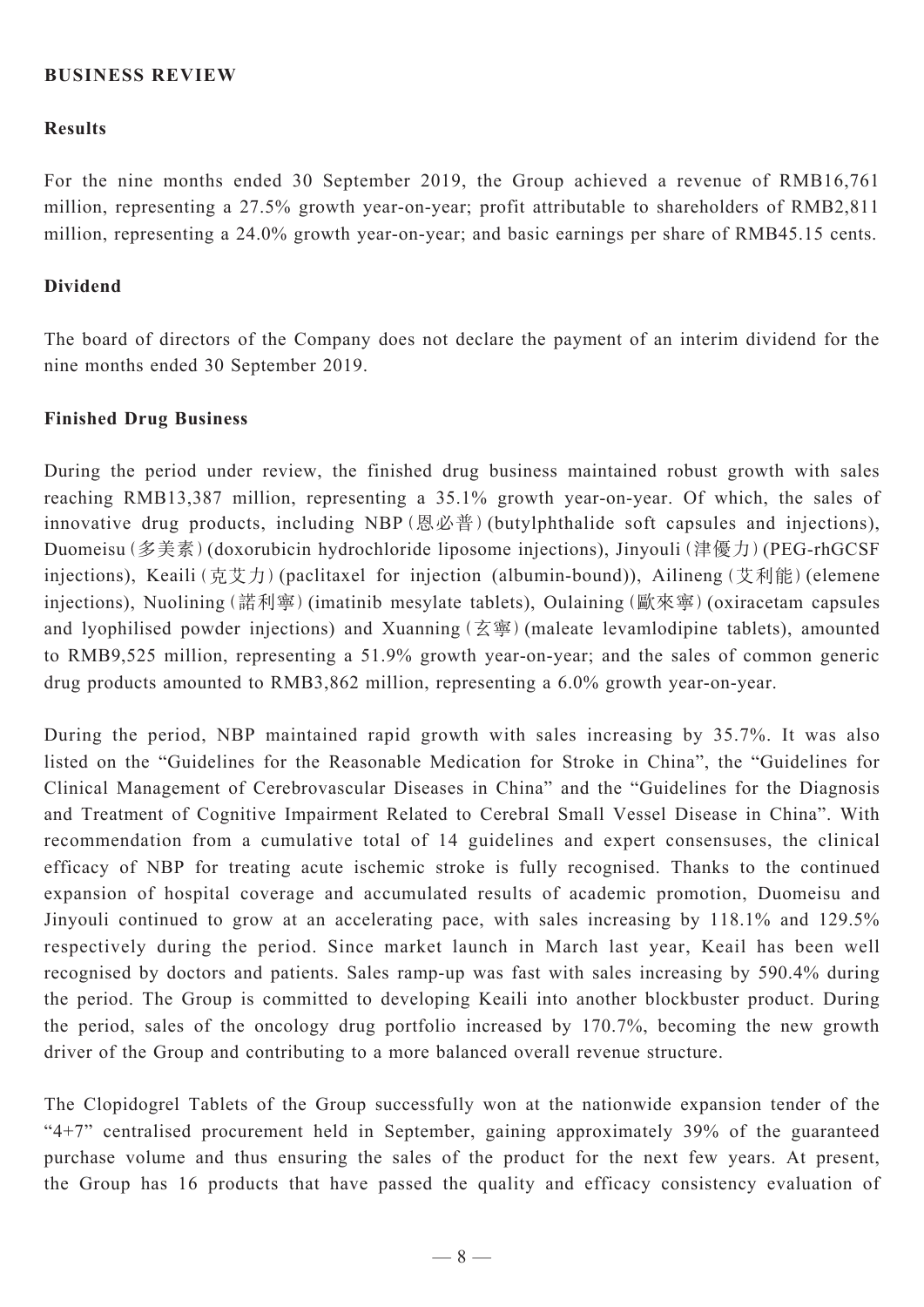## BUSINESS REVIEW

### Results

For the nine months ended 30 September 2019, the Group achieved a revenue of RMB16,761 million, representing a 27.5% growth year-on-year; profit attributable to shareholders of RMB2,811 million, representing a 24.0% growth year-on-year; and basic earnings per share of RMB45.15 cents.

### Dividend

The board of directors of the Company does not declare the payment of an interim dividend for the nine months ended 30 September 2019.

### Finished Drug Business

During the period under review, the finished drug business maintained robust growth with sales reaching RMB13,387 million, representing a 35.1% growth year-on-year. Of which, the sales of innovative drug products, including NBP (恩必普) (butylphthalide soft capsules and injections), Duomeisu (多美素) (doxorubicin hydrochloride liposome injections), Jinyouli (津優力) (PEG-rhGCSF injections), Keaili (克艾力) (paclitaxel for injection (albumin-bound)), Ailineng (艾利能) (elemene injections), Nuolining (諾利寧) (imatinib mesylate tablets), Oulaining (歐來寧) (oxiracetam capsules and lyophilised powder injections) and Xuanning (玄寧) (maleate levamlodipine tablets), amounted to RMB9,525 million, representing a 51.9% growth year-on-year; and the sales of common generic drug products amounted to RMB3,862 million, representing a 6.0% growth year-on-year.

During the period, NBP maintained rapid growth with sales increasing by 35.7%. It was also listed on the "Guidelines for the Reasonable Medication for Stroke in China", the "Guidelines for Clinical Management of Cerebrovascular Diseases in China" and the "Guidelines for the Diagnosis and Treatment of Cognitive Impairment Related to Cerebral Small Vessel Disease in China". With recommendation from a cumulative total of 14 guidelines and expert consensuses, the clinical efficacy of NBP for treating acute ischemic stroke is fully recognised. Thanks to the continued expansion of hospital coverage and accumulated results of academic promotion, Duomeisu and Jinyouli continued to grow at an accelerating pace, with sales increasing by 118.1% and 129.5% respectively during the period. Since market launch in March last year, Keail has been well recognised by doctors and patients. Sales ramp-up was fast with sales increasing by 590.4% during the period. The Group is committed to developing Keaili into another blockbuster product. During the period, sales of the oncology drug portfolio increased by 170.7%, becoming the new growth driver of the Group and contributing to a more balanced overall revenue structure.

The Clopidogrel Tablets of the Group successfully won at the nationwide expansion tender of the "4+7" centralised procurement held in September, gaining approximately 39% of the guaranteed purchase volume and thus ensuring the sales of the product for the next few years. At present, the Group has 16 products that have passed the quality and efficacy consistency evaluation of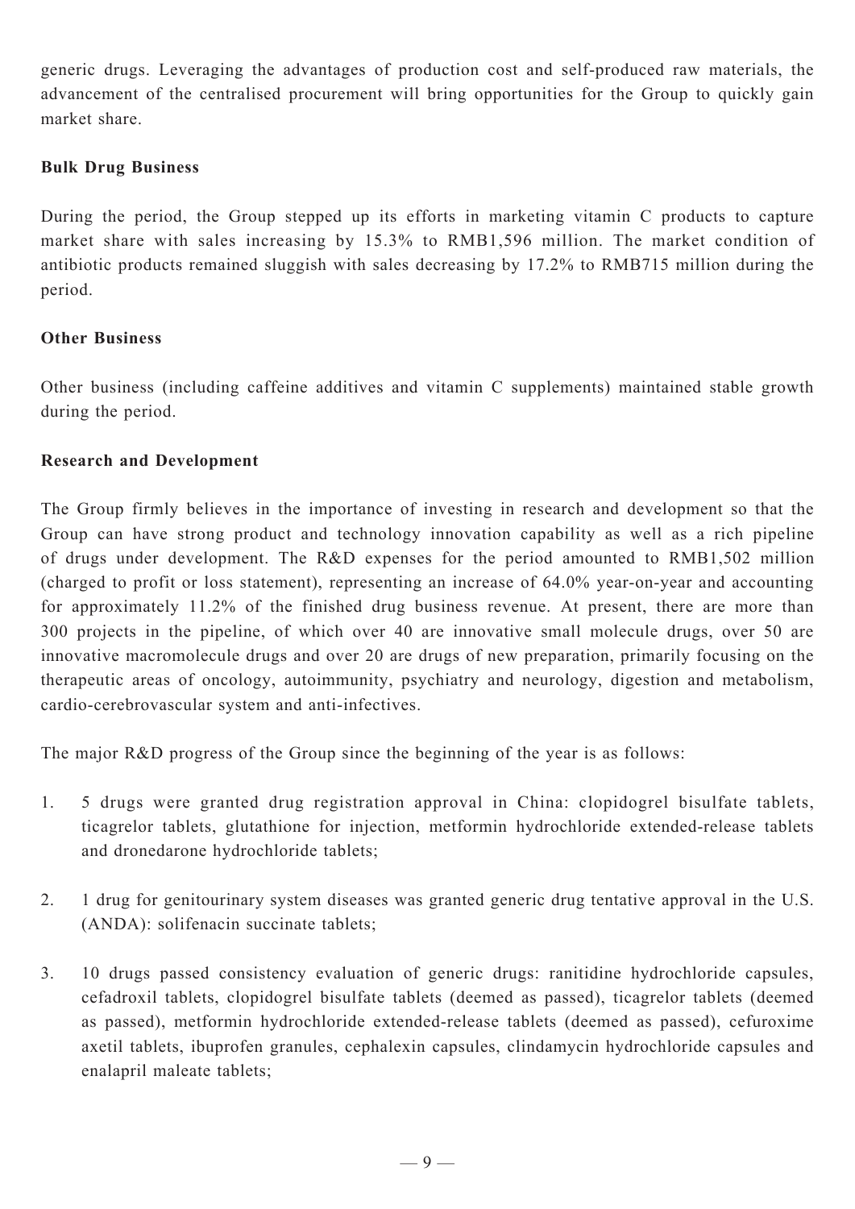generic drugs. Leveraging the advantages of production cost and self-produced raw materials, the advancement of the centralised procurement will bring opportunities for the Group to quickly gain market share.

**Bulk Drug Business**

During the period, the Group stepped up its efforts in marketing vitamin C products to capture market share with sales increasing by 15.3% to RMB1,596 million. The market condition of antibiotic products remained sluggish with sales decreasing by 17.2% to RMB715 million during the period.

**Other Business**

Other business (including caffeine additives and vitamin C supplements) maintained stable growth during the period.

**Research and Development**

The Group firmly believes in the importance of investing in research and development so that the Group can have strong product and technology innovation capability as well as a rich pipeline of drugs under development. The R&D expenses for the period amounted to RMB1,502 million (charged to profit or loss statement), representing an increase of 64.0% year-on-year and accounting for approximately 11.2% of the finished drug business revenue. At present, there are more than 300 projects in the pipeline, of which over 40 are innovative small molecule drugs, over 50 are innovative macromolecule drugs and over 20 are drugs of new preparation, primarily focusing on the therapeutic areas of oncology, autoimmunity, psychiatry and neurology, digestion and metabolism, cardio-cerebrovascular system and anti-infectives.

The major R&D progress of the Group since the beginning of the year is as follows:

1. 5 drugs were granted drug registration approval in China: clopidogrel bisulfate tablets, ticagrelor tablets, glutathione for injection, metformin hydrochloride extended-release tablets and dronedarone hydrochloride tablets;

2. 1 drug for genitourinary system diseases was granted generic drug tentative approval in the U.S. (ANDA): solifenacin succinate tablets;

3. 10 drugs passed consistency evaluation of generic drugs: ranitidine hydrochloride capsules, cefadroxil tablets, clopidogrel bisulfate tablets (deemed as passed), ticagrelor tablets (deemed as passed), metformin hydrochloride extended-release tablets (deemed as passed), cefuroxime axetil tablets, ibuprofen granules, cephalexin capsules, clindamycin hydrochloride capsules and enalapril maleate tablets;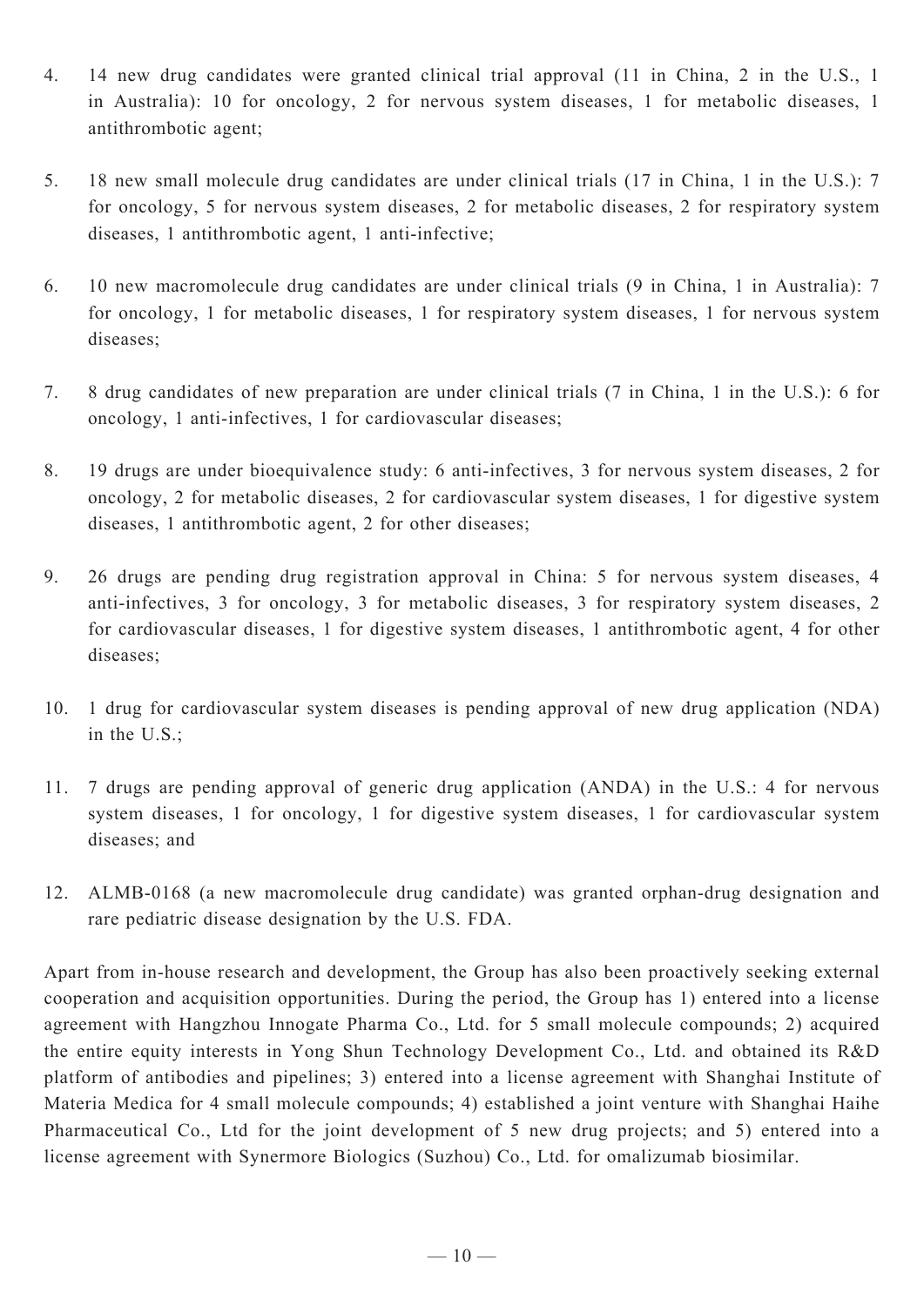4. 14 new drug candidates were granted clinical trial approval (11 in China, 2 in the U.S., 1 in Australia): 10 for oncology, 2 for nervous system diseases, 1 for metabolic diseases, 1 antithrombotic agent;

5. 18 new small molecule drug candidates are under clinical trials (17 in China, 1 in the U.S.): 7 for oncology, 5 for nervous system diseases, 2 for metabolic diseases, 2 for respiratory system diseases, 1 antithrombotic agent, 1 anti-infective;

6. 10 new macromolecule drug candidates are under clinical trials (9 in China, 1 in Australia): 7 for oncology, 1 for metabolic diseases, 1 for respiratory system diseases, 1 for nervous system diseases;

7. 8 drug candidates of new preparation are under clinical trials (7 in China, 1 in the U.S.): 6 for oncology, 1 anti-infectives, 1 for cardiovascular diseases;

8. 19 drugs are under bioequivalence study: 6 anti-infectives, 3 for nervous system diseases, 2 for oncology, 2 for metabolic diseases, 2 for cardiovascular system diseases, 1 for digestive system diseases, 1 antithrombotic agent, 2 for other diseases;

9. 26 drugs are pending drug registration approval in China: 5 for nervous system diseases, 4 anti-infectives, 3 for oncology, 3 for metabolic diseases, 3 for respiratory system diseases, 2 for cardiovascular diseases, 1 for digestive system diseases, 1 antithrombotic agent, 4 for other diseases;

10. 1 drug for cardiovascular system diseases is pending approval of new drug application (NDA) in the U.S.;

11. 7 drugs are pending approval of generic drug application (ANDA) in the U.S.: 4 for nervous system diseases, 1 for oncology, 1 for digestive system diseases, 1 for cardiovascular system diseases; and

12. ALMB-0168 (a new macromolecule drug candidate) was granted orphan-drug designation and rare pediatric disease designation by the U.S. FDA.

Apart from in-house research and development, the Group has also been proactively seeking external cooperation and acquisition opportunities. During the period, the Group has 1) entered into a license agreement with Hangzhou Innogate Pharma Co., Ltd. for 5 small molecule compounds; 2) acquired the entire equity interests in Yong Shun Technology Development Co., Ltd. and obtained its R&D platform of antibodies and pipelines; 3) entered into a license agreement with Shanghai Institute of Materia Medica for 4 small molecule compounds; 4) established a joint venture with Shanghai Haihe Pharmaceutical Co., Ltd for the joint development of 5 new drug projects; and 5) entered into a license agreement with Synermore Biologics (Suzhou) Co., Ltd. for omalizumab biosimilar.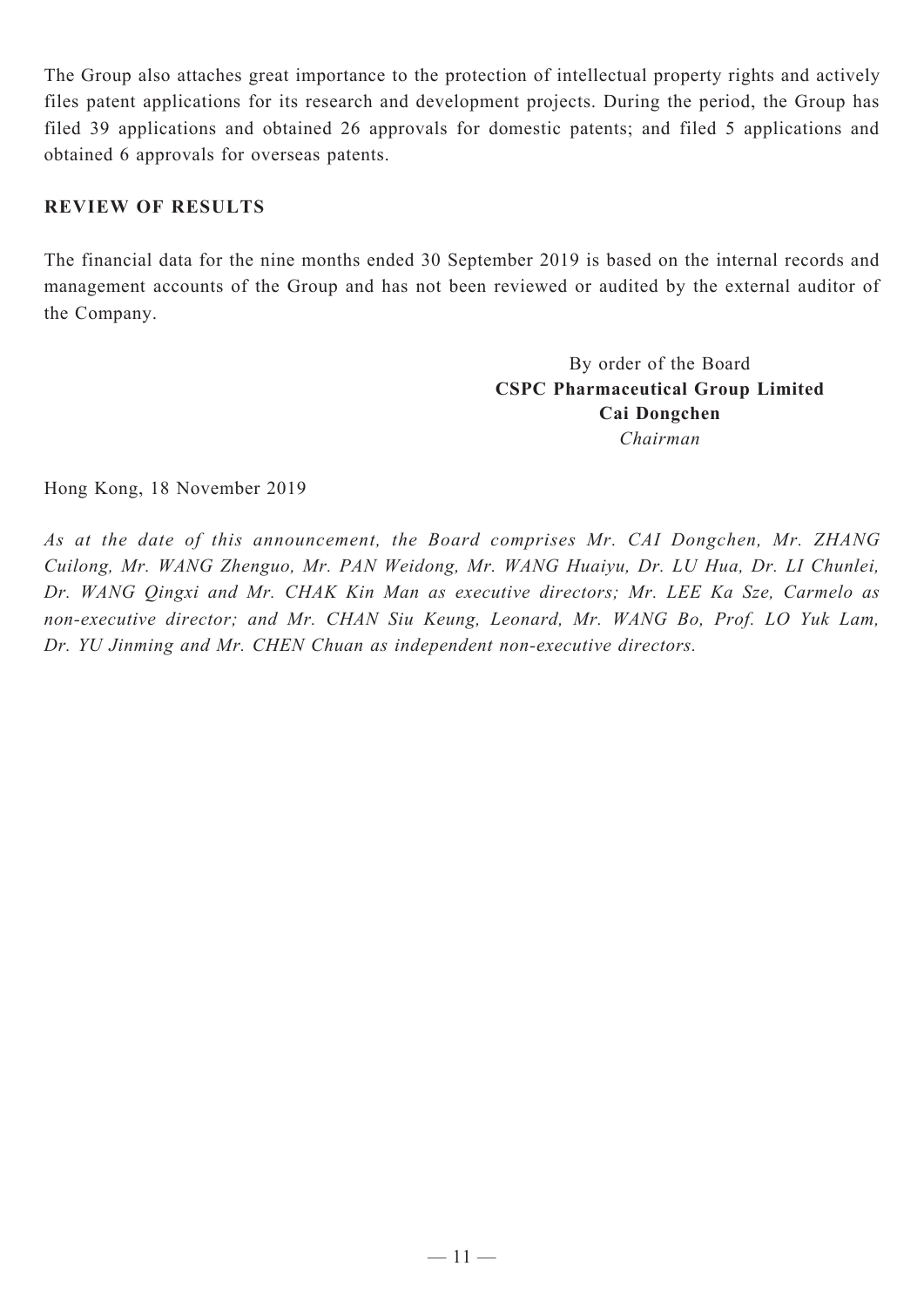The Group also attaches great importance to the protection of intellectual property rights and actively files patent applications for its research and development projects. During the period, the Group has filed 39 applications and obtained 26 approvals for domestic patents; and filed 5 applications and obtained 6 approvals for overseas patents.

## REVIEW OF RESULTS

The financial data for the nine months ended 30 September 2019 is based on the internal records and management accounts of the Group and has not been reviewed or audited by the external auditor of the Company.

By order of the Board
**CSPC Pharmaceutical Group Limited**
**Cai Dongchen**
*Chairman*

Hong Kong, 18 November 2019

*As at the date of this announcement, the Board comprises Mr. CAI Dongchen, Mr. ZHANG Cuilong, Mr. WANG Zhenguo, Mr. PAN Weidong, Mr. WANG Huaiyu, Dr. LU Hua, Dr. LI Chunlei, Dr. WANG Qingxi and Mr. CHAK Kin Man as executive directors; Mr. LEE Ka Sze, Carmelo as non-executive director; and Mr. CHAN Siu Keung, Leonard, Mr. WANG Bo, Prof. LO Yuk Lam, Dr. YU Jinming and Mr. CHEN Chuan as independent non-executive directors.*